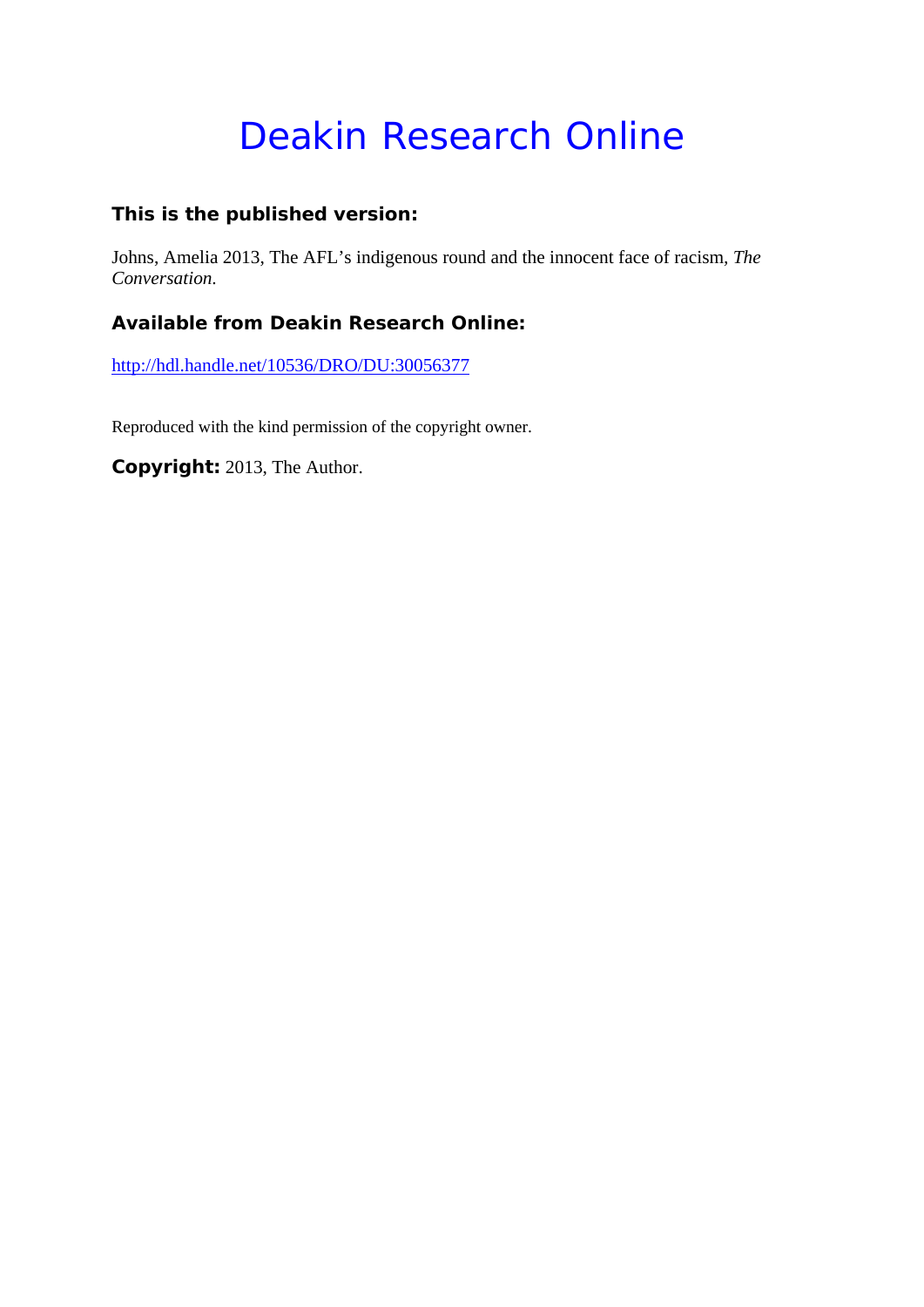# Deakin Research Online

### This is the published version:

Johns, Amelia 2013, The AFL's indigenous round and the innocent face of racism, *The Conversation*.

### Available from Deakin Research Online:

http://hdl.handle.net/10536/DRO/DU:30056377

Reproduced with the kind permission of the copyright owner.

**Copyright:** 2013, The Author.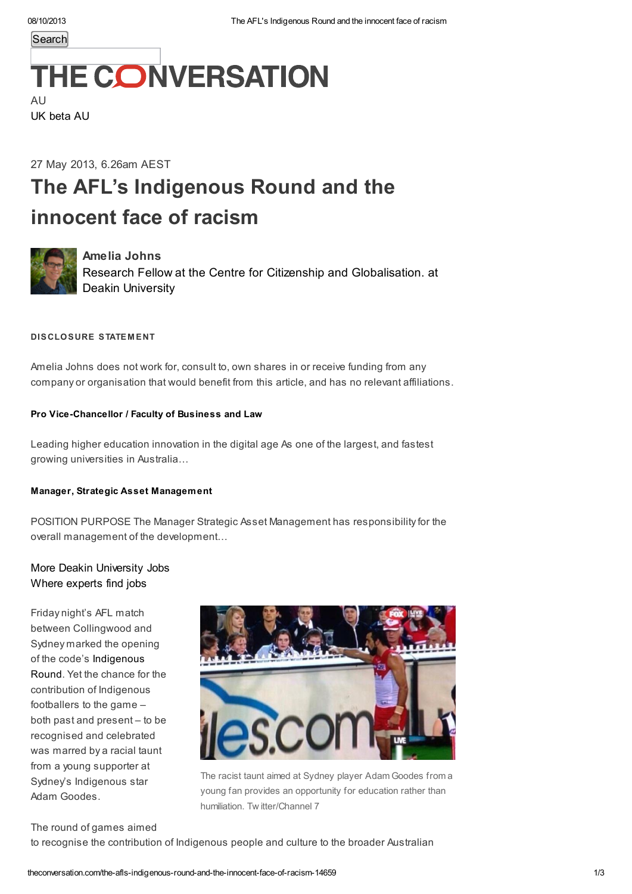Search

# THE CONVERSATION

AU
UK beta AU

27 May 2013, 6.26am AEST

## The AFL's Indigenous Round and the innocent face of racism

**Amelia Johns**
Research Fellow at the Centre for Citizenship and Globalisation. at Deakin University

**DISCLOSURE STATEMENT**

Amelia Johns does not work for, consult to, own shares in or receive funding from any company or organisation that would benefit from this article, and has no relevant affiliations.

**Pro Vice-Chancellor / Faculty of Business and Law**

Leading higher education innovation in the digital age As one of the largest, and fastest growing universities in Australia…

**Manager, Strategic Asset Management**

POSITION PURPOSE The Manager Strategic Asset Management has responsibility for the overall management of the development…

More Deakin University Jobs
Where experts find jobs

Friday night's AFL match between Collingwood and Sydney marked the opening of the code's Indigenous Round. Yet the chance for the contribution of Indigenous footballers to the game – both past and present – to be recognised and celebrated was marred by a racial taunt from a young supporter at Sydney's Indigenous star Adam Goodes.

The racist taunt aimed at Sydney player Adam Goodes from a young fan provides an opportunity for education rather than humiliation. Twitter/Channel 7

The round of games aimed to recognise the contribution of Indigenous people and culture to the broader Australian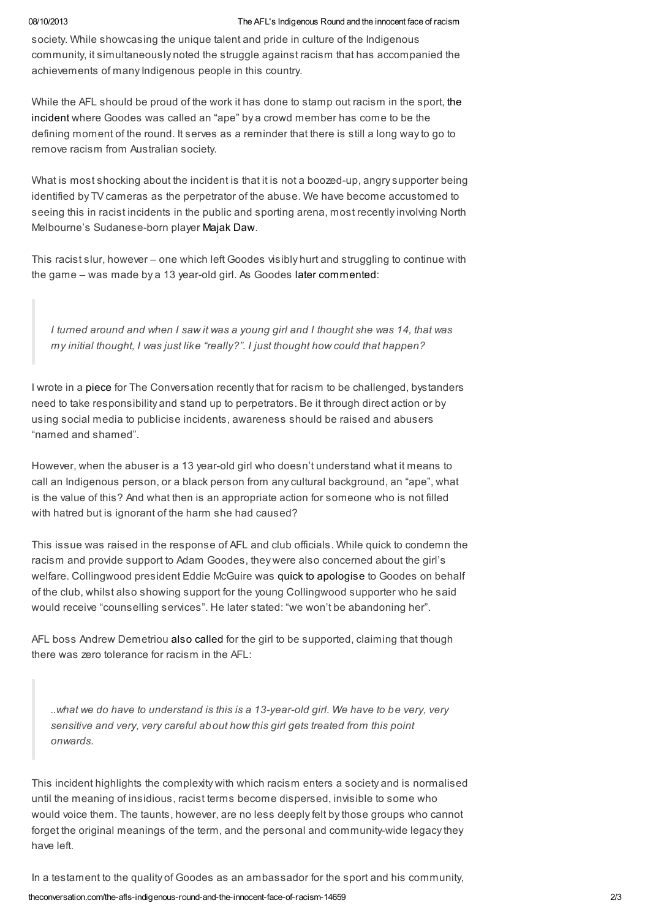society. While showcasing the unique talent and pride in culture of the Indigenous community, it simultaneously noted the struggle against racism that has accompanied the achievements of many Indigenous people in this country.

While the AFL should be proud of the work it has done to stamp out racism in the sport, the incident where Goodes was called an "ape" by a crowd member has come to be the defining moment of the round. It serves as a reminder that there is still a long way to go to remove racism from Australian society.

What is most shocking about the incident is that it is not a boozed-up, angry supporter being identified by TV cameras as the perpetrator of the abuse. We have become accustomed to seeing this in racist incidents in the public and sporting arena, most recently involving North Melbourne's Sudanese-born player Majak Daw.

This racist slur, however – one which left Goodes visibly hurt and struggling to continue with the game – was made by a 13 year-old girl. As Goodes later commented:

> *I turned around and when I saw it was a young girl and I thought she was 14, that was my initial thought, I was just like "really?". I just thought how could that happen?*

I wrote in a piece for The Conversation recently that for racism to be challenged, bystanders need to take responsibility and stand up to perpetrators. Be it through direct action or by using social media to publicise incidents, awareness should be raised and abusers "named and shamed".

However, when the abuser is a 13 year-old girl who doesn't understand what it means to call an Indigenous person, or a black person from any cultural background, an "ape", what is the value of this? And what then is an appropriate action for someone who is not filled with hatred but is ignorant of the harm she had caused?

This issue was raised in the response of AFL and club officials. While quick to condemn the racism and provide support to Adam Goodes, they were also concerned about the girl's welfare. Collingwood president Eddie McGuire was quick to apologise to Goodes on behalf of the club, whilst also showing support for the young Collingwood supporter who he said would receive "counselling services". He later stated: "we won't be abandoning her".

AFL boss Andrew Demetriou also called for the girl to be supported, claiming that though there was zero tolerance for racism in the AFL:

> *..what we do have to understand is this is a 13-year-old girl. We have to be very, very sensitive and very, very careful about how this girl gets treated from this point onwards.*

This incident highlights the complexity with which racism enters a society and is normalised until the meaning of insidious, racist terms become dispersed, invisible to some who would voice them. The taunts, however, are no less deeply felt by those groups who cannot forget the original meanings of the term, and the personal and community-wide legacy they have left.

In a testament to the quality of Goodes as an ambassador for the sport and his community,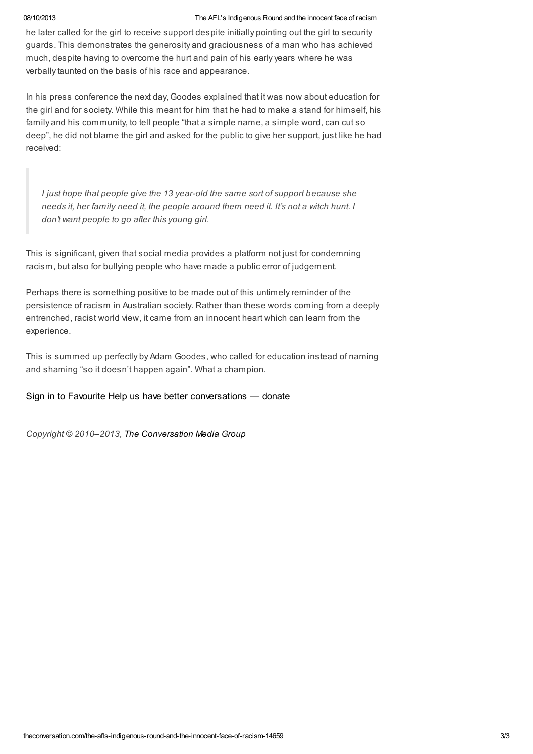he later called for the girl to receive support despite initially pointing out the girl to security guards. This demonstrates the generosity and graciousness of a man who has achieved much, despite having to overcome the hurt and pain of his early years where he was verbally taunted on the basis of his race and appearance.

In his press conference the next day, Goodes explained that it was now about education for the girl and for society. While this meant for him that he had to make a stand for himself, his family and his community, to tell people "that a simple name, a simple word, can cut so deep", he did not blame the girl and asked for the public to give her support, just like he had received:

> *I just hope that people give the 13 year-old the same sort of support because she needs it, her family need it, the people around them need it. It's not a witch hunt. I don't want people to go after this young girl.*

This is significant, given that social media provides a platform not just for condemning racism, but also for bullying people who have made a public error of judgement.

Perhaps there is something positive to be made out of this untimely reminder of the persistence of racism in Australian society. Rather than these words coming from a deeply entrenched, racist world view, it came from an innocent heart which can learn from the experience.

This is summed up perfectly by Adam Goodes, who called for education instead of naming and shaming "so it doesn't happen again". What a champion.

Sign in to Favourite Help us have better conversations — donate

*Copyright © 2010–2013, The Conversation Media Group*